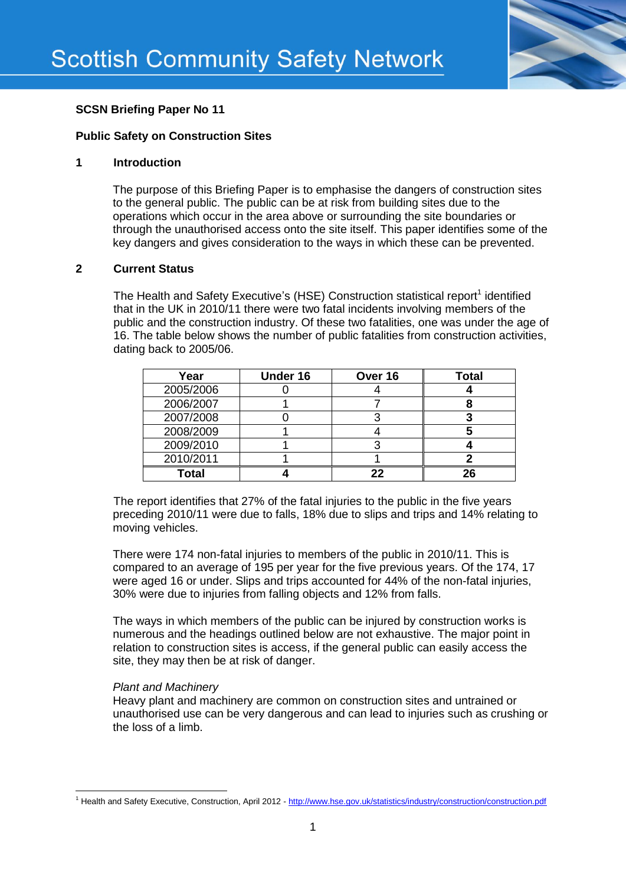# Scottish Community Safety Network

**SCSN Briefing Paper No 11**

**Public Safety on Construction Sites**

## 1 Introduction

The purpose of this Briefing Paper is to emphasise the dangers of construction sites to the general public. The public can be at risk from building sites due to the operations which occur in the area above or surrounding the site boundaries or through the unauthorised access onto the site itself. This paper identifies some of the key dangers and gives consideration to the ways in which these can be prevented.

## 2 Current Status

The Health and Safety Executive's (HSE) Construction statistical report[1] identified that in the UK in 2010/11 there were two fatal incidents involving members of the public and the construction industry. Of these two fatalities, one was under the age of 16. The table below shows the number of public fatalities from construction activities, dating back to 2005/06.

| Year | Under 16 | Over 16 | Total |
|---|---|---|---|
| 2005/2006 | 0 | 4 | **4** |
| 2006/2007 | 1 | 7 | **8** |
| 2007/2008 | 0 | 3 | **3** |
| 2008/2009 | 1 | 4 | **5** |
| 2009/2010 | 1 | 3 | **4** |
| 2010/2011 | 1 | 1 | **2** |
| **Total** | **4** | **22** | **26** |

The report identifies that 27% of the fatal injuries to the public in the five years preceding 2010/11 were due to falls, 18% due to slips and trips and 14% relating to moving vehicles.

There were 174 non-fatal injuries to members of the public in 2010/11. This is compared to an average of 195 per year for the five previous years. Of the 174, 17 were aged 16 or under. Slips and trips accounted for 44% of the non-fatal injuries, 30% were due to injuries from falling objects and 12% from falls.

The ways in which members of the public can be injured by construction works is numerous and the headings outlined below are not exhaustive. The major point in relation to construction sites is access, if the general public can easily access the site, they may then be at risk of danger.

*Plant and Machinery*

Heavy plant and machinery are common on construction sites and untrained or unauthorised use can be very dangerous and can lead to injuries such as crushing or the loss of a limb.

---

[1] Health and Safety Executive, Construction, April 2012 - http://www.hse.gov.uk/statistics/industry/construction/construction.pdf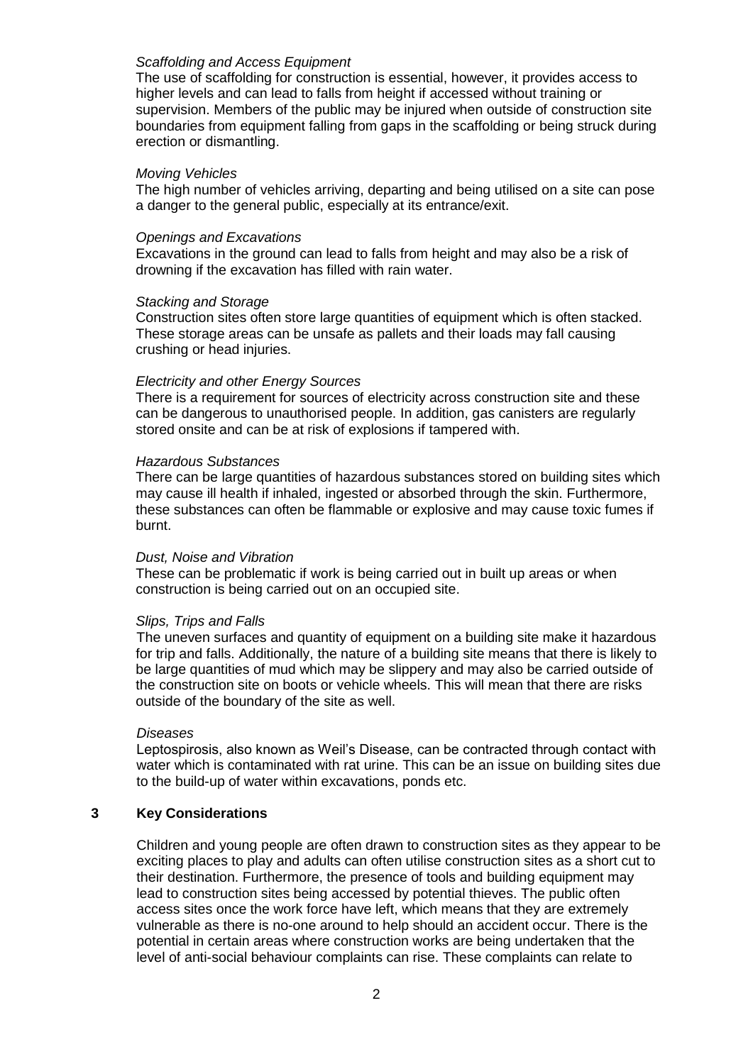*Scaffolding and Access Equipment*

The use of scaffolding for construction is essential, however, it provides access to higher levels and can lead to falls from height if accessed without training or supervision. Members of the public may be injured when outside of construction site boundaries from equipment falling from gaps in the scaffolding or being struck during erection or dismantling.

*Moving Vehicles*

The high number of vehicles arriving, departing and being utilised on a site can pose a danger to the general public, especially at its entrance/exit.

*Openings and Excavations*

Excavations in the ground can lead to falls from height and may also be a risk of drowning if the excavation has filled with rain water.

*Stacking and Storage*

Construction sites often store large quantities of equipment which is often stacked. These storage areas can be unsafe as pallets and their loads may fall causing crushing or head injuries.

*Electricity and other Energy Sources*

There is a requirement for sources of electricity across construction site and these can be dangerous to unauthorised people. In addition, gas canisters are regularly stored onsite and can be at risk of explosions if tampered with.

*Hazardous Substances*

There can be large quantities of hazardous substances stored on building sites which may cause ill health if inhaled, ingested or absorbed through the skin. Furthermore, these substances can often be flammable or explosive and may cause toxic fumes if burnt.

*Dust, Noise and Vibration*

These can be problematic if work is being carried out in built up areas or when construction is being carried out on an occupied site.

*Slips, Trips and Falls*

The uneven surfaces and quantity of equipment on a building site make it hazardous for trip and falls. Additionally, the nature of a building site means that there is likely to be large quantities of mud which may be slippery and may also be carried outside of the construction site on boots or vehicle wheels. This will mean that there are risks outside of the boundary of the site as well.

*Diseases*

Leptospirosis, also known as Weil's Disease, can be contracted through contact with water which is contaminated with rat urine. This can be an issue on building sites due to the build-up of water within excavations, ponds etc.

## 3 Key Considerations

Children and young people are often drawn to construction sites as they appear to be exciting places to play and adults can often utilise construction sites as a short cut to their destination. Furthermore, the presence of tools and building equipment may lead to construction sites being accessed by potential thieves. The public often access sites once the work force have left, which means that they are extremely vulnerable as there is no-one around to help should an accident occur. There is the potential in certain areas where construction works are being undertaken that the level of anti-social behaviour complaints can rise. These complaints can relate to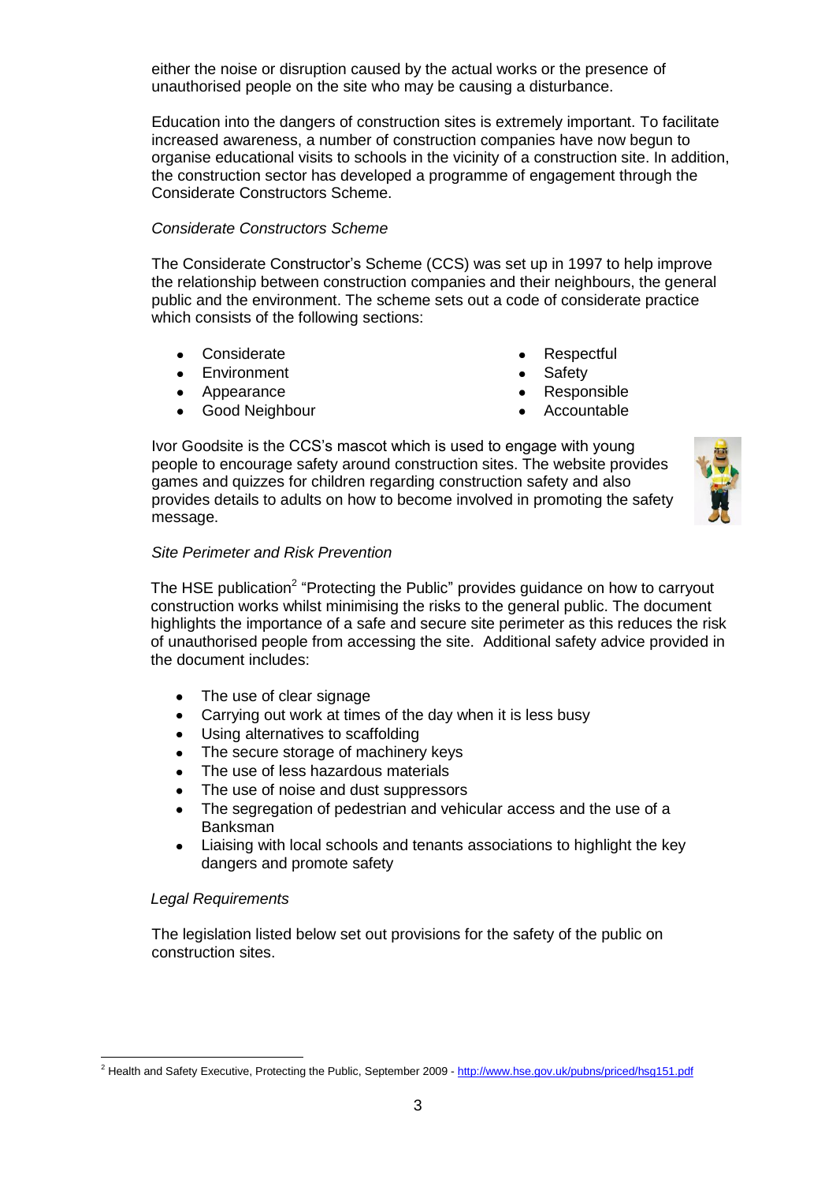either the noise or disruption caused by the actual works or the presence of unauthorised people on the site who may be causing a disturbance.

Education into the dangers of construction sites is extremely important. To facilitate increased awareness, a number of construction companies have now begun to organise educational visits to schools in the vicinity of a construction site. In addition, the construction sector has developed a programme of engagement through the Considerate Constructors Scheme.

*Considerate Constructors Scheme*

The Considerate Constructor's Scheme (CCS) was set up in 1997 to help improve the relationship between construction companies and their neighbours, the general public and the environment. The scheme sets out a code of considerate practice which consists of the following sections:

- Considerate
- Environment
- Appearance
- Good Neighbour
- Respectful
- Safety
- Responsible
- Accountable

Ivor Goodsite is the CCS's mascot which is used to engage with young people to encourage safety around construction sites. The website provides games and quizzes for children regarding construction safety and also provides details to adults on how to become involved in promoting the safety message.

*Site Perimeter and Risk Prevention*

The HSE publication[2] "Protecting the Public" provides guidance on how to carryout construction works whilst minimising the risks to the general public. The document highlights the importance of a safe and secure site perimeter as this reduces the risk of unauthorised people from accessing the site. Additional safety advice provided in the document includes:

- The use of clear signage
- Carrying out work at times of the day when it is less busy
- Using alternatives to scaffolding
- The secure storage of machinery keys
- The use of less hazardous materials
- The use of noise and dust suppressors
- The segregation of pedestrian and vehicular access and the use of a Banksman
- Liaising with local schools and tenants associations to highlight the key dangers and promote safety

*Legal Requirements*

The legislation listed below set out provisions for the safety of the public on construction sites.

---

[2] Health and Safety Executive, Protecting the Public, September 2009 - http://www.hse.gov.uk/pubns/priced/hsg151.pdf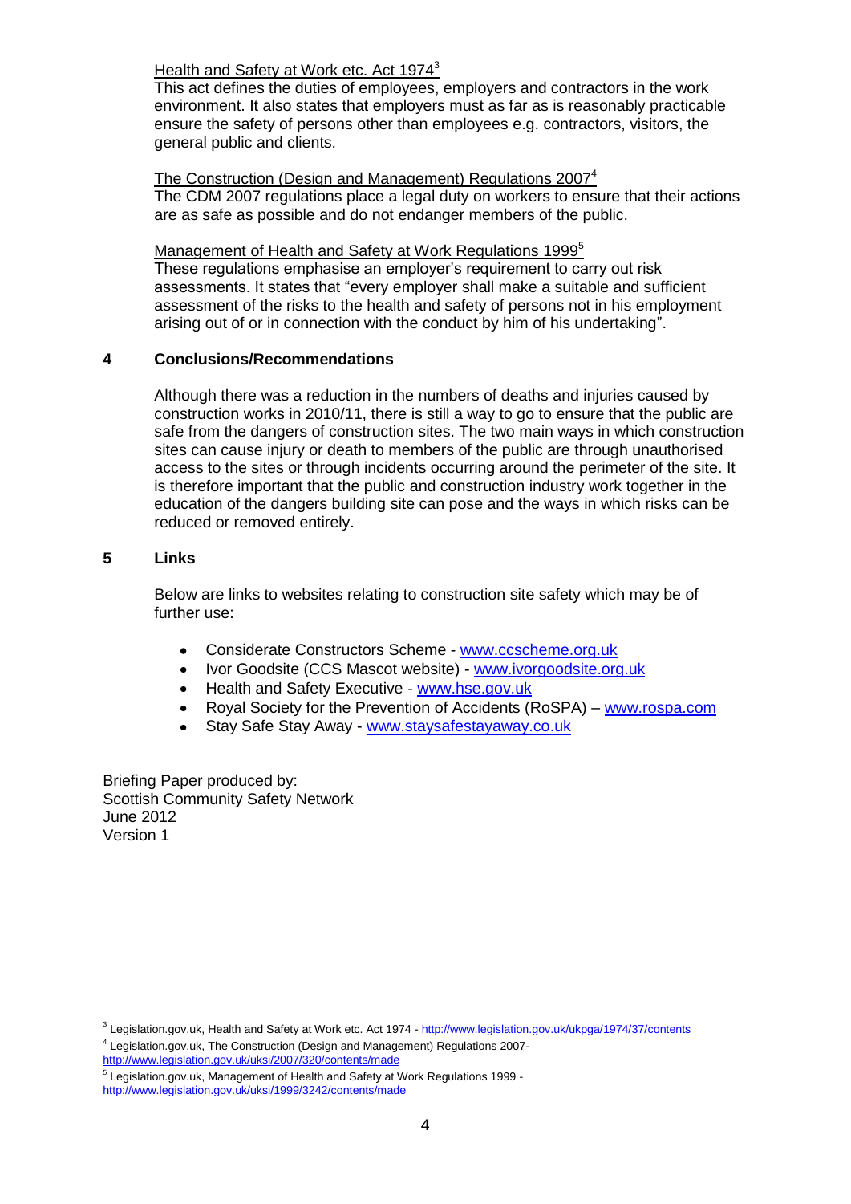Health and Safety at Work etc. Act 1974[3]

This act defines the duties of employees, employers and contractors in the work environment. It also states that employers must as far as is reasonably practicable ensure the safety of persons other than employees e.g. contractors, visitors, the general public and clients.

The Construction (Design and Management) Regulations 2007[4]

The CDM 2007 regulations place a legal duty on workers to ensure that their actions are as safe as possible and do not endanger members of the public.

Management of Health and Safety at Work Regulations 1999[5]

These regulations emphasise an employer's requirement to carry out risk assessments. It states that "every employer shall make a suitable and sufficient assessment of the risks to the health and safety of persons not in his employment arising out of or in connection with the conduct by him of his undertaking".

## 4 Conclusions/Recommendations

Although there was a reduction in the numbers of deaths and injuries caused by construction works in 2010/11, there is still a way to go to ensure that the public are safe from the dangers of construction sites. The two main ways in which construction sites can cause injury or death to members of the public are through unauthorised access to the sites or through incidents occurring around the perimeter of the site. It is therefore important that the public and construction industry work together in the education of the dangers building site can pose and the ways in which risks can be reduced or removed entirely.

## 5 Links

Below are links to websites relating to construction site safety which may be of further use:

- Considerate Constructors Scheme - www.ccscheme.org.uk
- Ivor Goodsite (CCS Mascot website) - www.ivorgoodsite.org.uk
- Health and Safety Executive - www.hse.gov.uk
- Royal Society for the Prevention of Accidents (RoSPA) – www.rospa.com
- Stay Safe Stay Away - www.staysafestayaway.co.uk

Briefing Paper produced by:
Scottish Community Safety Network
June 2012
Version 1

[3] Legislation.gov.uk, Health and Safety at Work etc. Act 1974 - http://www.legislation.gov.uk/ukpga/1974/37/contents

[4] Legislation.gov.uk, The Construction (Design and Management) Regulations 2007- http://www.legislation.gov.uk/uksi/2007/320/contents/made

[5] Legislation.gov.uk, Management of Health and Safety at Work Regulations 1999 - http://www.legislation.gov.uk/uksi/1999/3242/contents/made